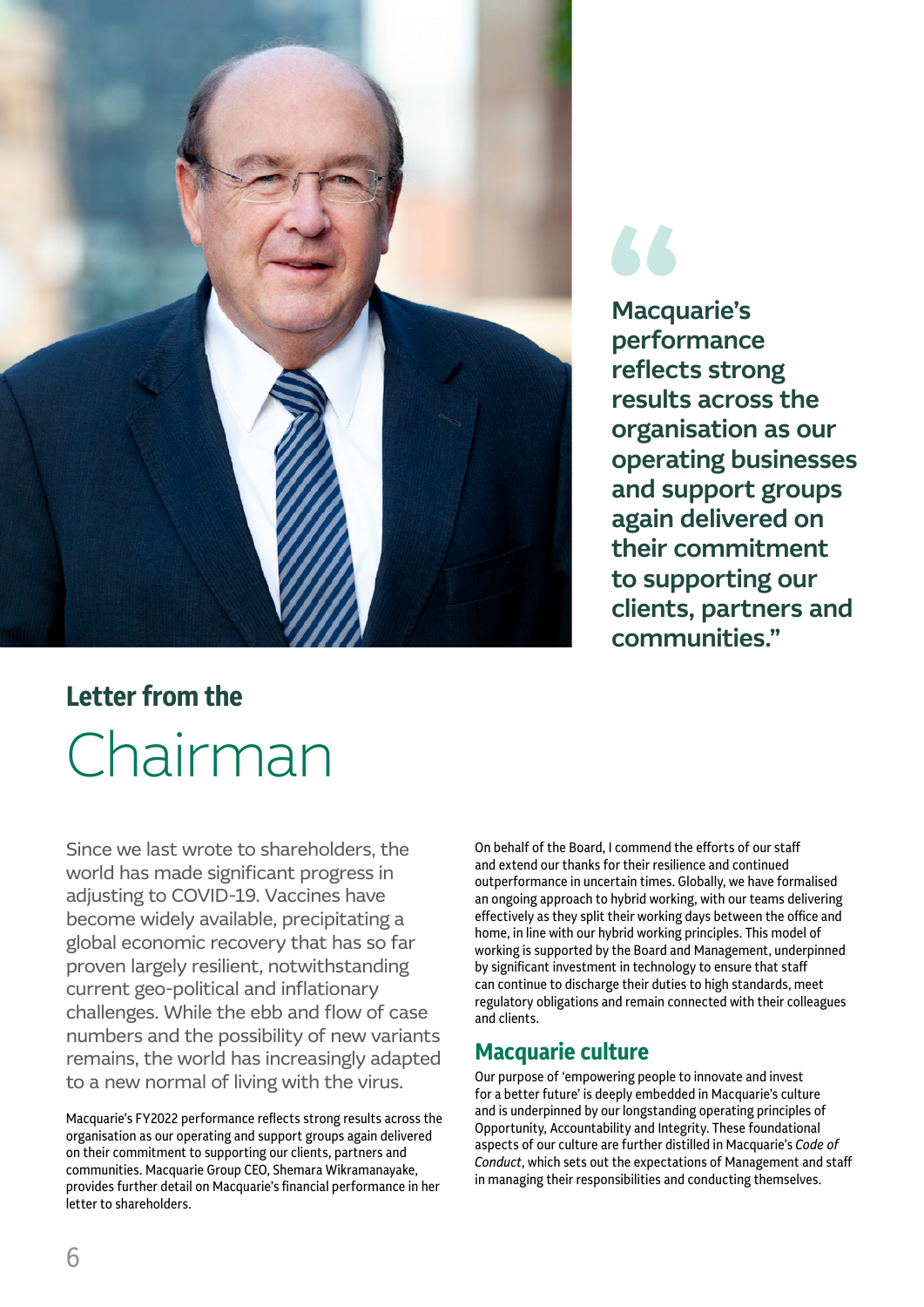> Macquarie's performance reflects strong results across the organisation as our operating businesses and support groups again delivered on their commitment to supporting our clients, partners and communities."

# Letter from the Chairman

Since we last wrote to shareholders, the world has made significant progress in adjusting to COVID-19. Vaccines have become widely available, precipitating a global economic recovery that has so far proven largely resilient, notwithstanding current geo-political and inflationary challenges. While the ebb and flow of case numbers and the possibility of new variants remains, the world has increasingly adapted to a new normal of living with the virus.

Macquarie's FY2022 performance reflects strong results across the organisation as our operating and support groups again delivered on their commitment to supporting our clients, partners and communities. Macquarie Group CEO, Shemara Wikramanayake, provides further detail on Macquarie's financial performance in her letter to shareholders.

On behalf of the Board, I commend the efforts of our staff and extend our thanks for their resilience and continued outperformance in uncertain times. Globally, we have formalised an ongoing approach to hybrid working, with our teams delivering effectively as they split their working days between the office and home, in line with our hybrid working principles. This model of working is supported by the Board and Management, underpinned by significant investment in technology to ensure that staff can continue to discharge their duties to high standards, meet regulatory obligations and remain connected with their colleagues and clients.

## Macquarie culture

Our purpose of 'empowering people to innovate and invest for a better future' is deeply embedded in Macquarie's culture and is underpinned by our longstanding operating principles of Opportunity, Accountability and Integrity. These foundational aspects of our culture are further distilled in Macquarie's *Code of Conduct*, which sets out the expectations of Management and staff in managing their responsibilities and conducting themselves.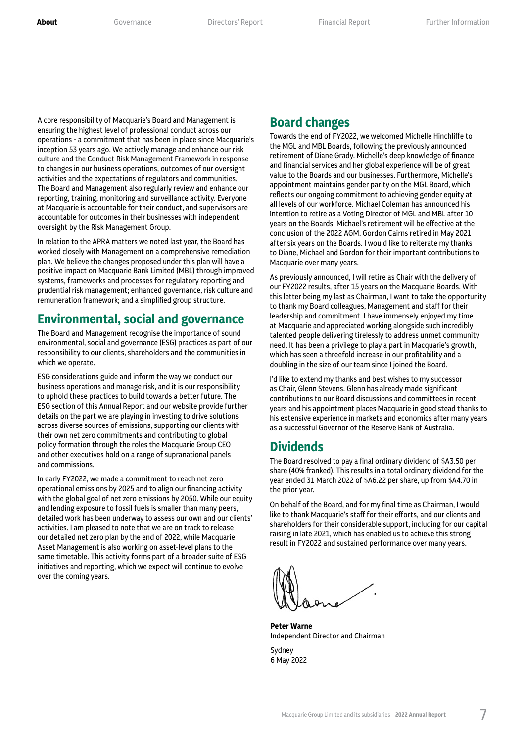A core responsibility of Macquarie's Board and Management is ensuring the highest level of professional conduct across our operations - a commitment that has been in place since Macquarie's inception 53 years ago. We actively manage and enhance our risk culture and the Conduct Risk Management Framework in response to changes in our business operations, outcomes of our oversight activities and the expectations of regulators and communities. The Board and Management also regularly review and enhance our reporting, training, monitoring and surveillance activity. Everyone at Macquarie is accountable for their conduct, and supervisors are accountable for outcomes in their businesses with independent oversight by the Risk Management Group.

In relation to the APRA matters we noted last year, the Board has worked closely with Management on a comprehensive remediation plan. We believe the changes proposed under this plan will have a positive impact on Macquarie Bank Limited (MBL) through improved systems, frameworks and processes for regulatory reporting and prudential risk management; enhanced governance, risk culture and remuneration framework; and a simplified group structure.

## Environmental, social and governance

The Board and Management recognise the importance of sound environmental, social and governance (ESG) practices as part of our responsibility to our clients, shareholders and the communities in which we operate.

ESG considerations guide and inform the way we conduct our business operations and manage risk, and it is our responsibility to uphold these practices to build towards a better future. The ESG section of this Annual Report and our website provide further details on the part we are playing in investing to drive solutions across diverse sources of emissions, supporting our clients with their own net zero commitments and contributing to global policy formation through the roles the Macquarie Group CEO and other executives hold on a range of supranational panels and commissions.

In early FY2022, we made a commitment to reach net zero operational emissions by 2025 and to align our financing activity with the global goal of net zero emissions by 2050. While our equity and lending exposure to fossil fuels is smaller than many peers, detailed work has been underway to assess our own and our clients' activities. I am pleased to note that we are on track to release our detailed net zero plan by the end of 2022, while Macquarie Asset Management is also working on asset-level plans to the same timetable. This activity forms part of a broader suite of ESG initiatives and reporting, which we expect will continue to evolve over the coming years.

## Board changes

Towards the end of FY2022, we welcomed Michelle Hinchliffe to the MGL and MBL Boards, following the previously announced retirement of Diane Grady. Michelle's deep knowledge of finance and financial services and her global experience will be of great value to the Boards and our businesses. Furthermore, Michelle's appointment maintains gender parity on the MGL Board, which reflects our ongoing commitment to achieving gender equity at all levels of our workforce. Michael Coleman has announced his intention to retire as a Voting Director of MGL and MBL after 10 years on the Boards. Michael's retirement will be effective at the conclusion of the 2022 AGM. Gordon Cairns retired in May 2021 after six years on the Boards. I would like to reiterate my thanks to Diane, Michael and Gordon for their important contributions to Macquarie over many years.

As previously announced, I will retire as Chair with the delivery of our FY2022 results, after 15 years on the Macquarie Boards. With this letter being my last as Chairman, I want to take the opportunity to thank my Board colleagues, Management and staff for their leadership and commitment. I have immensely enjoyed my time at Macquarie and appreciated working alongside such incredibly talented people delivering tirelessly to address unmet community need. It has been a privilege to play a part in Macquarie's growth, which has seen a threefold increase in our profitability and a doubling in the size of our team since I joined the Board.

I'd like to extend my thanks and best wishes to my successor as Chair, Glenn Stevens. Glenn has already made significant contributions to our Board discussions and committees in recent years and his appointment places Macquarie in good stead thanks to his extensive experience in markets and economics after many years as a successful Governor of the Reserve Bank of Australia.

## Dividends

The Board resolved to pay a final ordinary dividend of $A3.50 per share (40% franked). This results in a total ordinary dividend for the year ended 31 March 2022 of $A6.22 per share, up from $A4.70 in the prior year.

On behalf of the Board, and for my final time as Chairman, I would like to thank Macquarie's staff for their efforts, and our clients and shareholders for their considerable support, including for our capital raising in late 2021, which has enabled us to achieve this strong result in FY2022 and sustained performance over many years.

**Peter Warne**
Independent Director and Chairman

Sydney
6 May 2022